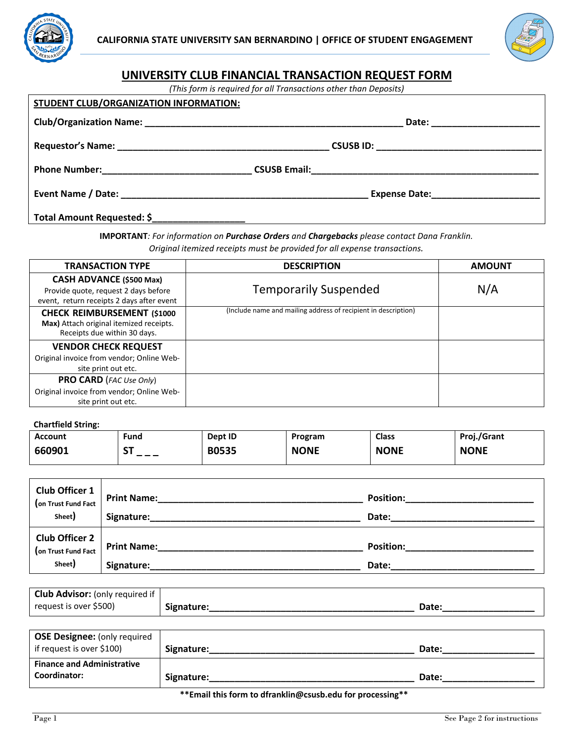CALIFORNIA STATE UNIVERSITY SAN BERNARDINO | OFFICE OF STUDENT ENGAGEMENT

# UNIVERSITY CLUB FINANCIAL TRANSACTION REQUEST FORM

*(This form is required for all Transactions other than Deposits)*

**STUDENT CLUB/ORGANIZATION INFORMATION:**

**Club/Organization Name:** ________________________________________________ **Date:** ____________________

**Requestor's Name:** ______________________________________ **CSUSB ID:** ______________________________

**Phone Number:**___________________________ **CSUSB Email:**__________________________________________

**Event Name / Date:** _____________________________________________ **Expense Date:**____________________

**Total Amount Requested: $**_________________

**IMPORTANT***: For information on* ***Purchase Orders*** *and* ***Chargebacks*** *please contact Dana Franklin.*
*Original itemized receipts must be provided for all expense transactions.*

| TRANSACTION TYPE | DESCRIPTION | AMOUNT |
|---|---|---|
| **CASH ADVANCE ($500 Max)** Provide quote, request 2 days before event, return receipts 2 days after event | Temporarily Suspended | N/A |
| **CHECK REIMBURSEMENT ($1000 Max)** Attach original itemized receipts. Receipts due within 30 days. | (Include name and mailing address of recipient in description) | |
| **VENDOR CHECK REQUEST** Original invoice from vendor; Online Web-site print out etc. | | |
| **PRO CARD** (*FAC Use Only*) Original invoice from vendor; Online Web-site print out etc. | | |

**Chartfield String:**

| Account | Fund | Dept ID | Program | Class | Proj./Grant |
|---|---|---|---|---|---|
| **660901** | **ST _ _ _** | **B0535** | **NONE** | **NONE** | **NONE** |

| | |
|---|---|
| **Club Officer 1** (on Trust Fund Fact Sheet) | **Print Name:**____________________________________ **Position:**______________________ <br> **Signature:**_____________________________________ **Date:**_________________________ |
| **Club Officer 2** (on Trust Fund Fact Sheet) | **Print Name:**____________________________________ **Position:**______________________ <br> **Signature:**_____________________________________ **Date:**_________________________ |

| | |
|---|---|
| **Club Advisor:** (only required if request is over $500) | **Signature:**_____________________________________ **Date:**________________ |

| | |
|---|---|
| **OSE Designee:** (only required if request is over $100) | **Signature:**_____________________________________ **Date:**________________ |
| **Finance and Administrative Coordinator:** | **Signature:**_____________________________________ **Date:**________________ |

****Email this form to dfranklin@csusb.edu for processing****

See Page 2 for instructions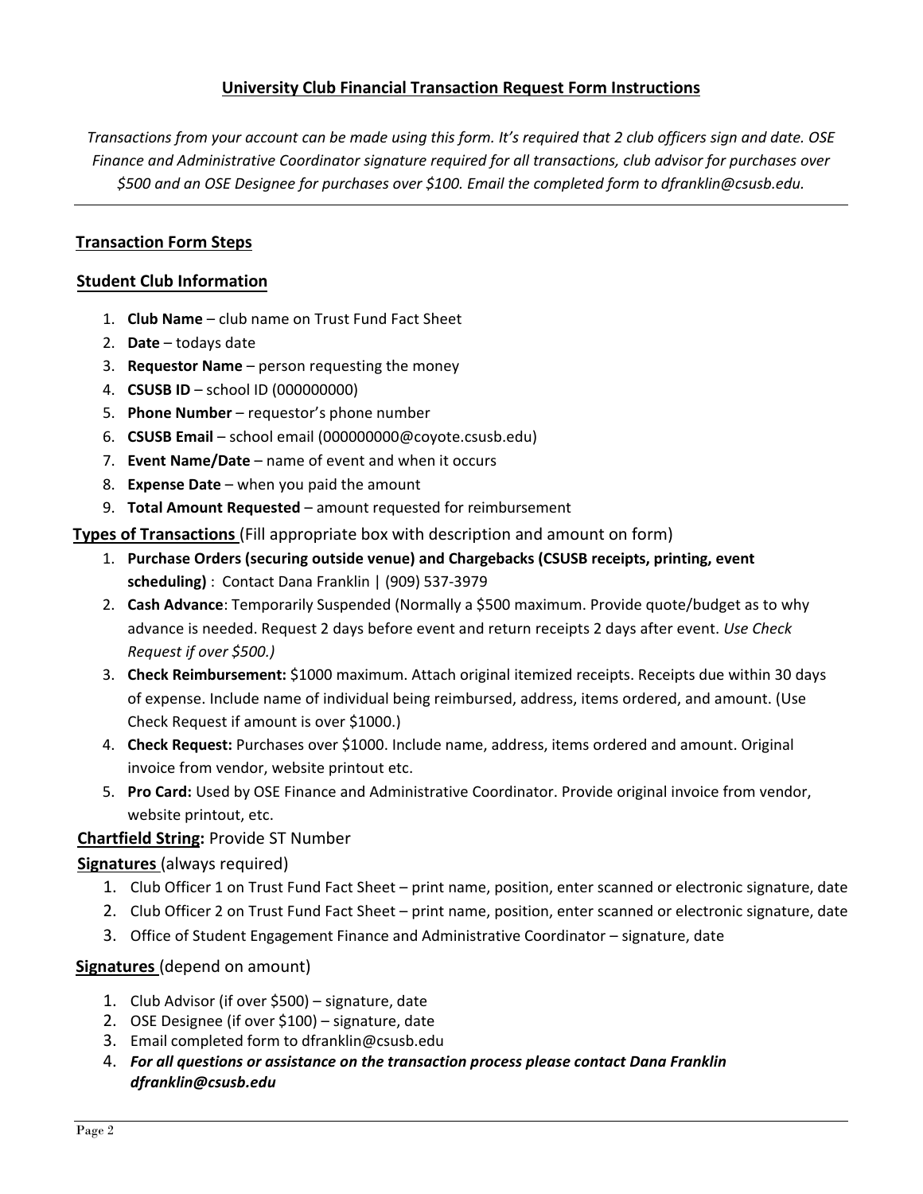## University Club Financial Transaction Request Form Instructions

*Transactions from your account can be made using this form. It's required that 2 club officers sign and date. OSE Finance and Administrative Coordinator signature required for all transactions, club advisor for purchases over $500 and an OSE Designee for purchases over $100. Email the completed form to dfranklin@csusb.edu.*

---

### Transaction Form Steps

### Student Club Information

1. **Club Name** – club name on Trust Fund Fact Sheet
2. **Date** – todays date
3. **Requestor Name** – person requesting the money
4. **CSUSB ID** – school ID (000000000)
5. **Phone Number** – requestor's phone number
6. **CSUSB Email** – school email (000000000@coyote.csusb.edu)
7. **Event Name/Date** – name of event and when it occurs
8. **Expense Date** – when you paid the amount
9. **Total Amount Requested** – amount requested for reimbursement

**Types of Transactions** (Fill appropriate box with description and amount on form)

1. **Purchase Orders (securing outside venue) and Chargebacks (CSUSB receipts, printing, event scheduling)** : Contact Dana Franklin | (909) 537-3979
2. **Cash Advance**: Temporarily Suspended (Normally a $500 maximum. Provide quote/budget as to why advance is needed. Request 2 days before event and return receipts 2 days after event. *Use Check Request if over $500.)*
3. **Check Reimbursement:** $1000 maximum. Attach original itemized receipts. Receipts due within 30 days of expense. Include name of individual being reimbursed, address, items ordered, and amount. (Use Check Request if amount is over $1000.)
4. **Check Request:** Purchases over $1000. Include name, address, items ordered and amount. Original invoice from vendor, website printout etc.
5. **Pro Card:** Used by OSE Finance and Administrative Coordinator. Provide original invoice from vendor, website printout, etc.

**Chartfield String:** Provide ST Number

**Signatures** (always required)

1. Club Officer 1 on Trust Fund Fact Sheet – print name, position, enter scanned or electronic signature, date
2. Club Officer 2 on Trust Fund Fact Sheet – print name, position, enter scanned or electronic signature, date
3. Office of Student Engagement Finance and Administrative Coordinator – signature, date

**Signatures** (depend on amount)

1. Club Advisor (if over $500) – signature, date
2. OSE Designee (if over $100) – signature, date
3. Email completed form to dfranklin@csusb.edu
4. ***For all questions or assistance on the transaction process please contact Dana Franklin dfranklin@csusb.edu***